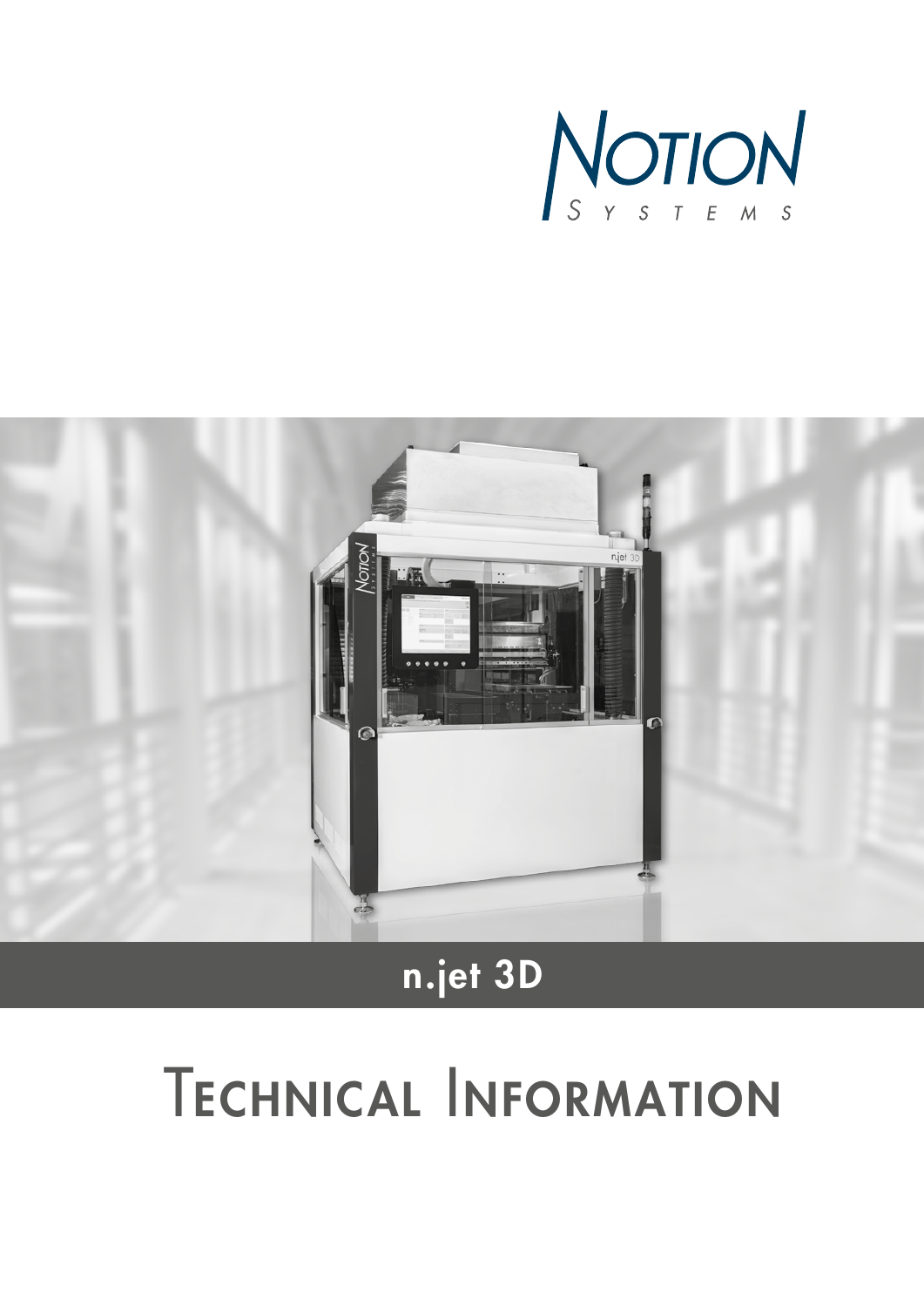Notion Systems

# n.jet 3D

# Technical Information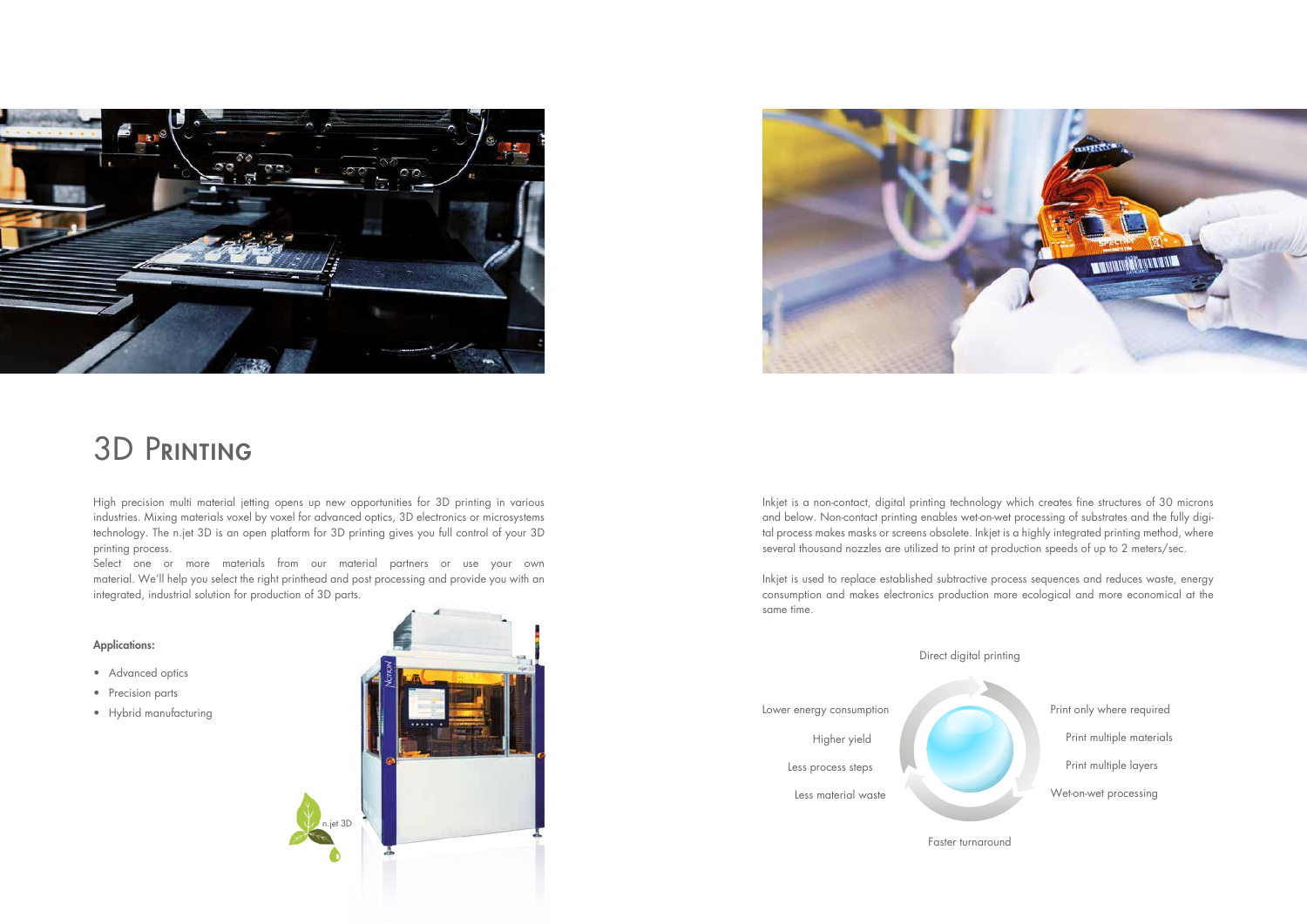# 3D Printing

High precision multi material jetting opens up new opportunities for 3D printing in various industries. Mixing materials voxel by voxel for advanced optics, 3D electronics or microsystems technology. The n.jet 3D is an open platform for 3D printing gives you full control of your 3D printing process.
Select one or more materials from our material partners or use your own material. We'll help you select the right printhead and post processing and provide you with an integrated, industrial solution for production of 3D parts.

**Applications:**

- Advanced optics
- Precision parts
- Hybrid manufacturing

n.jet 3D

Inkjet is a non-contact, digital printing technology which creates fine structures of 30 microns and below. Non-contact printing enables wet-on-wet processing of substrates and the fully digital process makes masks or screens obsolete. Inkjet is a highly integrated printing method, where several thousand nozzles are utilized to print at production speeds of up to 2 meters/sec.

Inkjet is used to replace established subtractive process sequences and reduces waste, energy consumption and makes electronics production more ecological and more economical at the same time.

Direct digital printing

Print only where required

Print multiple materials

Print multiple layers

Wet-on-wet processing

Faster turnaround

Less material waste

Less process steps

Higher yield

Lower energy consumption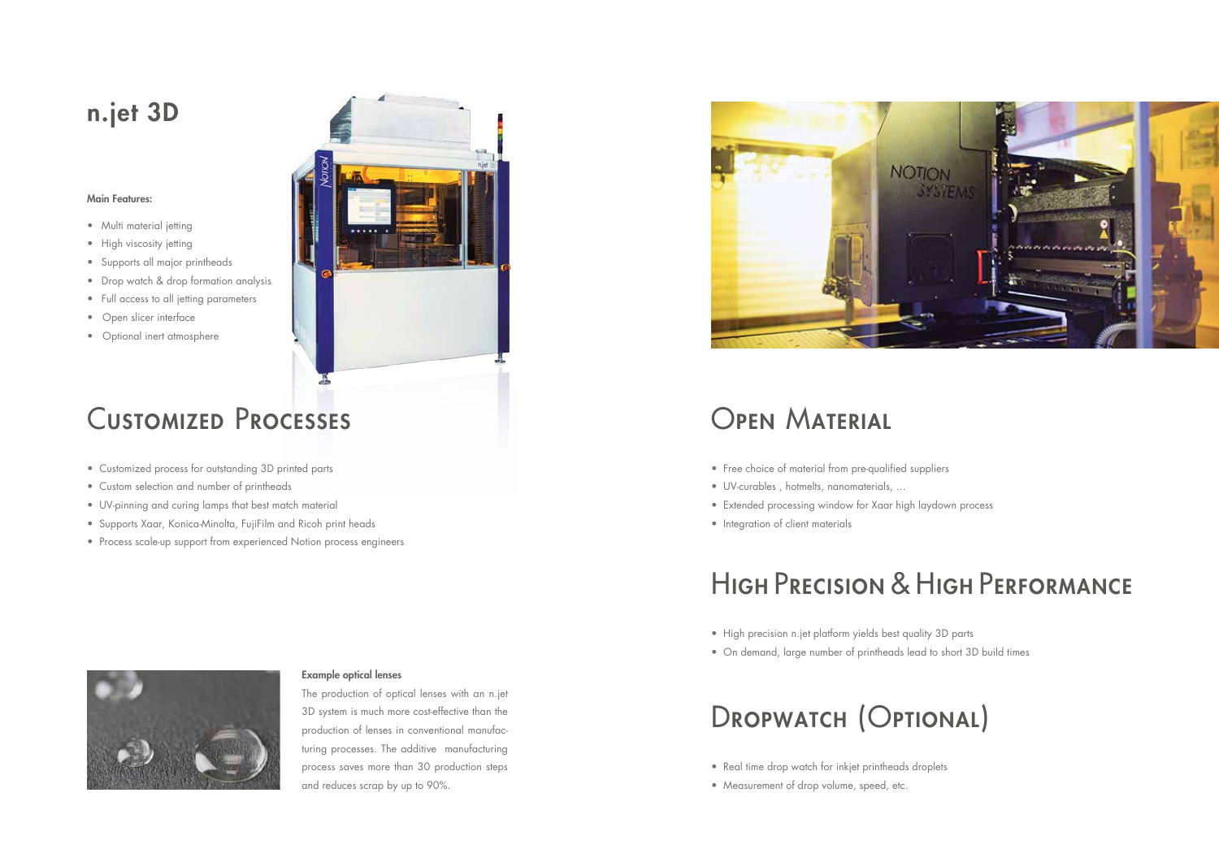# n.jet 3D

**Main Features:**

- Multi material jetting
- High viscosity jetting
- Supports all major printheads
- Drop watch & drop formation analysis
- Full access to all jetting parameters
- Open slicer interface
- Optional inert atmosphere

## Customized Processes

- Customized process for outstanding 3D printed parts
- Custom selection and number of printheads
- UV-pinning and curing lamps that best match material
- Supports Xaar, Konica-Minolta, FujiFilm and Ricoh print heads
- Process scale-up support from experienced Notion process engineers

**Example optical lenses**

The production of optical lenses with an n.jet 3D system is much more cost-effective than the production of lenses in conventional manufacturing processes. The additive manufacturing process saves more than 30 production steps and reduces scrap by up to 90%.

## Open Material

- Free choice of material from pre-qualified suppliers
- UV-curables , hotmelts, nanomaterials, ...
- Extended processing window for Xaar high laydown process
- Integration of client materials

## High Precision & High Performance

- High precision n.jet platform yields best quality 3D parts
- On demand, large number of printheads lead to short 3D build times

## Dropwatch (Optional)

- Real time drop watch for inkjet printheads droplets
- Measurement of drop volume, speed, etc.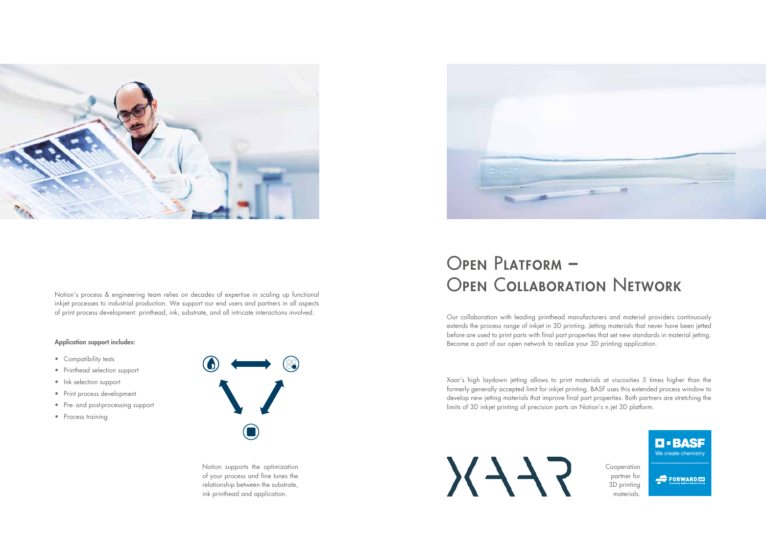Notion's process & engineering team relies on decades of expertise in scaling up functional inkjet processes to industrial production. We support our end users and partners in all aspects of print process development: printhead, ink, substrate, and all intricate interactions involved.

**Application support includes:**

- Compatibility tests
- Printhead selection support
- Ink selection support
- Print process development
- Pre- and post-processing support
- Process training

Notion supports the optimization of your process and fine tunes the relationship between the substrate, ink printhead and application.

# Open Platform – Open Collaboration Network

Our collaboration with leading printhead manufacturers and material providers continuously extends the process range of inkjet in 3D printing. Jetting materials that never have been jetted before are used to print parts with final part properties that set new standards in material jetting. Become a part of our open network to realize your 3D printing application.

Xaar's high laydown jetting allows to print materials at viscosities 5 times higher than the formerly generally accepted limit for inkjet printing. BASF uses this extended process window to develop new jetting materials that improve final part properties. Both partners are stretching the limits of 3D inkjet printing of precision parts on Notion's n.jet 3D platform.

XAAR

Cooperation partner for 3D printing materials.

BASF
We create chemistry

FORWARD AM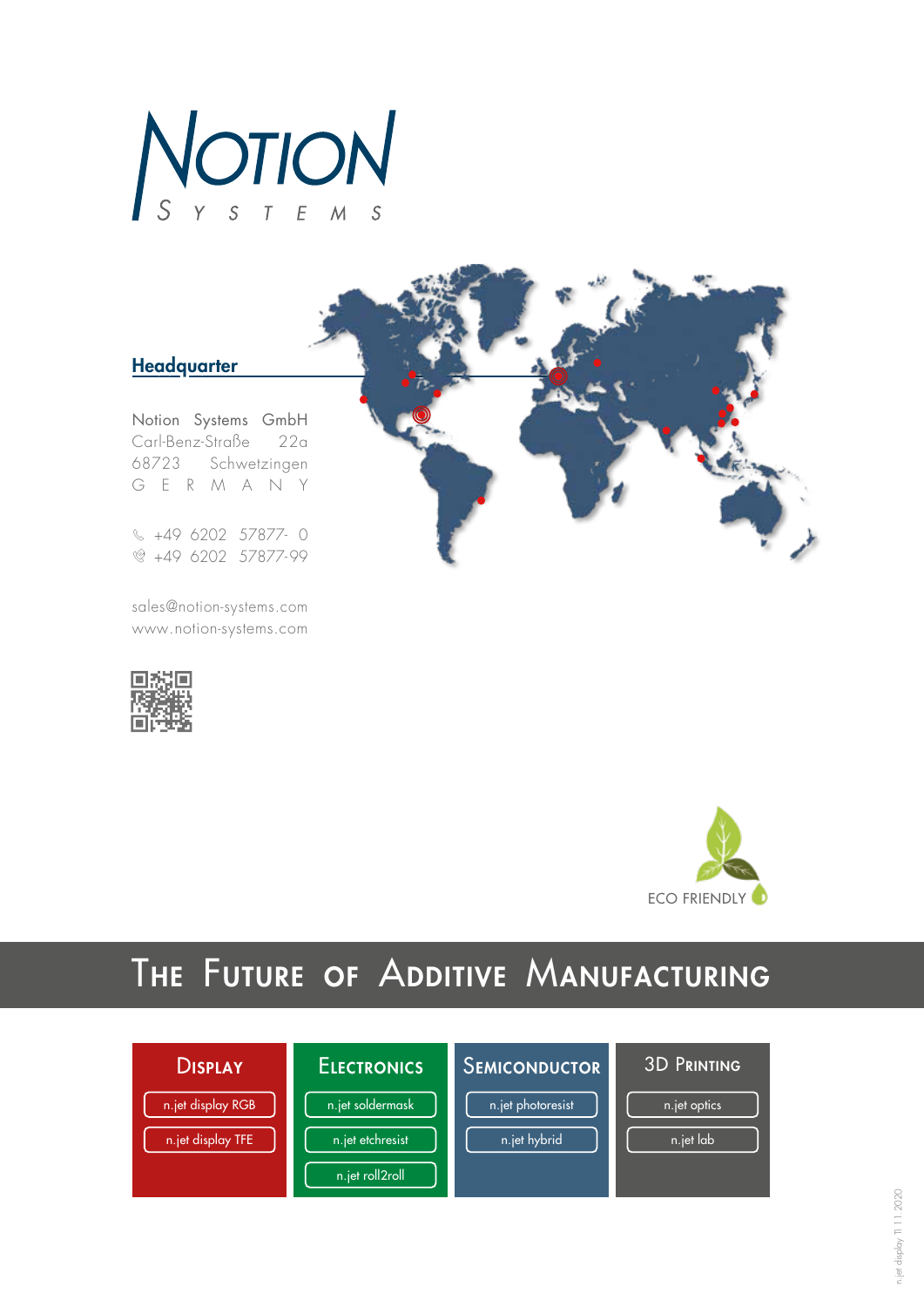# NOTION SYSTEMS

## Headquarter

Notion Systems GmbH
Carl-Benz-Straße 22a
68723 Schwetzingen
GERMANY

+49 6202 57877- 0
+49 6202 57877-99

sales@notion-systems.com
www.notion-systems.com

ECO FRIENDLY

## The Future of Additive Manufacturing

| Display | Electronics | Semiconductor | 3D Printing |
|---|---|---|---|
| n.jet display RGB | n.jet soldermask | n.jet photoresist | n.jet optics |
| n.jet display TFE | n.jet etchresist | n.jet hybrid | n.jet lab |
| | n.jet roll2roll | | |

n.jet display 11 1 2020